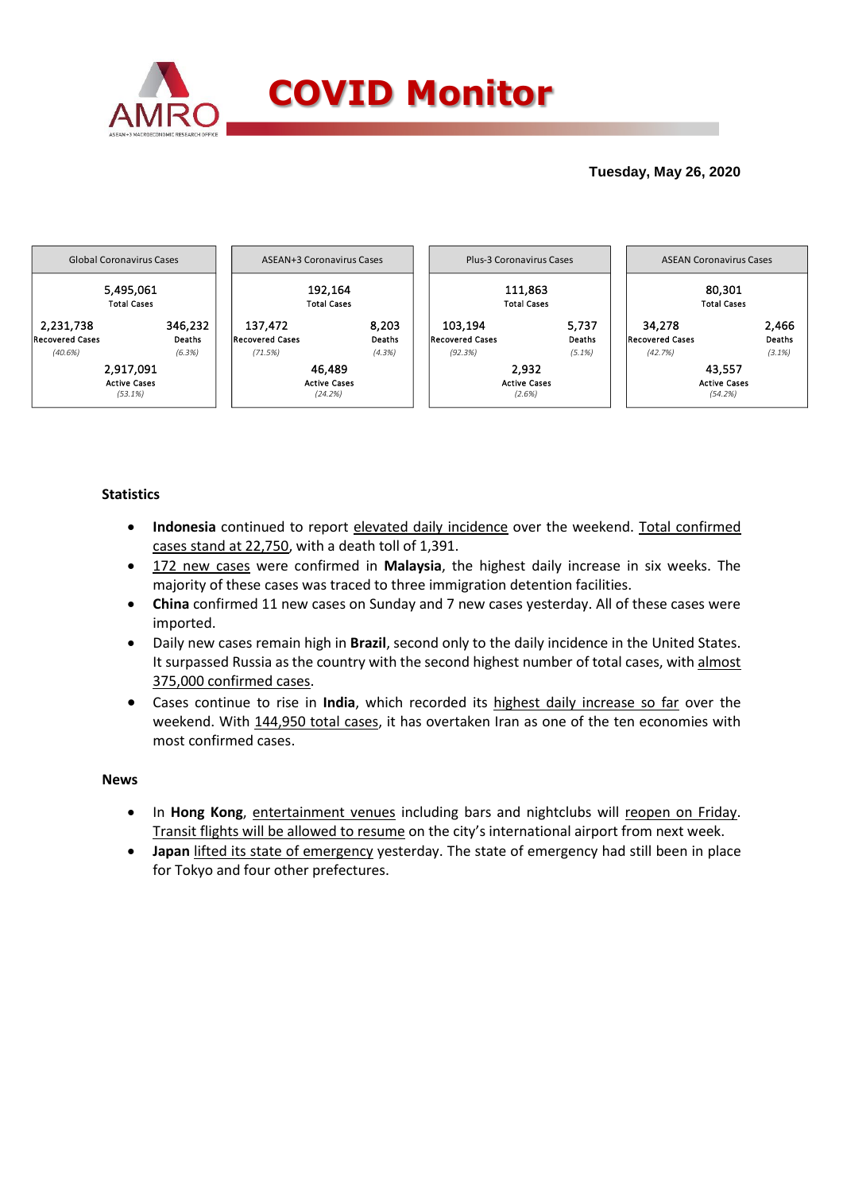# COVID Monitor

**Tuesday, May 26, 2020**

| Global Coronavirus Cases | | ASEAN+3 Coronavirus Cases | | Plus-3 Coronavirus Cases | | ASEAN Coronavirus Cases | |
|---|---|---|---|---|---|---|---|
| 5,495,061 Total Cases | | 192,164 Total Cases | | 111,863 Total Cases | | 80,301 Total Cases | |
| 2,231,738 Recovered Cases *(40.6%)* | 346,232 Deaths *(6.3%)* | 137,472 Recovered Cases *(71.5%)* | 8,203 Deaths *(4.3%)* | 103,194 Recovered Cases *(92.3%)* | 5,737 Deaths *(5.1%)* | 34,278 Recovered Cases *(42.7%)* | 2,466 Deaths *(3.1%)* |
| 2,917,091 Active Cases *(53.1%)* | | 46,489 Active Cases *(24.2%)* | | 2,932 Active Cases *(2.6%)* | | 43,557 Active Cases *(54.2%)* | |

### Statistics

- **Indonesia** continued to report elevated daily incidence over the weekend. Total confirmed cases stand at 22,750, with a death toll of 1,391.
- 172 new cases were confirmed in **Malaysia**, the highest daily increase in six weeks. The majority of these cases was traced to three immigration detention facilities.
- **China** confirmed 11 new cases on Sunday and 7 new cases yesterday. All of these cases were imported.
- Daily new cases remain high in **Brazil**, second only to the daily incidence in the United States. It surpassed Russia as the country with the second highest number of total cases, with almost 375,000 confirmed cases.
- Cases continue to rise in **India**, which recorded its highest daily increase so far over the weekend. With 144,950 total cases, it has overtaken Iran as one of the ten economies with most confirmed cases.

### News

- In **Hong Kong**, entertainment venues including bars and nightclubs will reopen on Friday. Transit flights will be allowed to resume on the city's international airport from next week.
- **Japan** lifted its state of emergency yesterday. The state of emergency had still been in place for Tokyo and four other prefectures.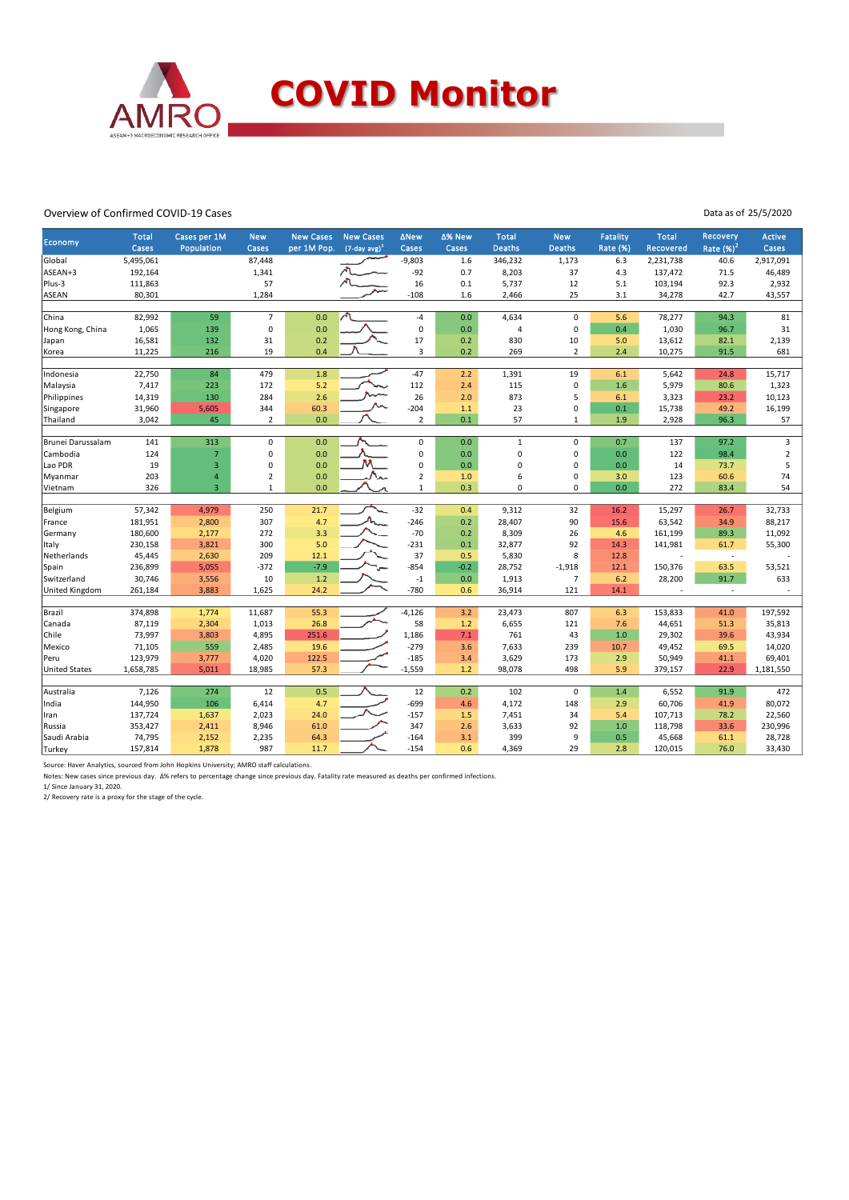# COVID Monitor

Overview of Confirmed COVID-19 Cases

Data as of 25/5/2020

| Economy | Total Cases | Cases per 1M Population | New Cases | New Cases per 1M Pop. | New Cases (7-day avg)[1] | ΔNew Cases | Δ% New Cases | Total Deaths | New Deaths | Fatality Rate (%) | Total Recovered | Recovery Rate (%)[2] | Active Cases |
|---|---|---|---|---|---|---|---|---|---|---|---|---|---|
| Global | 5,495,061 | | 87,448 | | | -9,803 | 1.6 | 346,232 | 1,173 | 6.3 | 2,231,738 | 40.6 | 2,917,091 |
| ASEAN+3 | 192,164 | | 1,341 | | | -92 | 0.7 | 8,203 | 37 | 4.3 | 137,472 | 71.5 | 46,489 |
| Plus-3 | 111,863 | | 57 | | | 16 | 0.1 | 5,737 | 12 | 5.1 | 103,194 | 92.3 | 2,932 |
| ASEAN | 80,301 | | 1,284 | | | -108 | 1.6 | 2,466 | 25 | 3.1 | 34,278 | 42.7 | 43,557 |
| China | 82,992 | 59 | 7 | 0.0 | | -4 | 0.0 | 4,634 | 0 | 5.6 | 78,277 | 94.3 | 81 |
| Hong Kong, China | 1,065 | 139 | 0 | 0.0 | | 0 | 0.0 | 4 | 0 | 0.4 | 1,030 | 96.7 | 31 |
| Japan | 16,581 | 132 | 31 | 0.2 | | 17 | 0.2 | 830 | 10 | 5.0 | 13,612 | 82.1 | 2,139 |
| Korea | 11,225 | 216 | 19 | 0.4 | | 3 | 0.2 | 269 | 2 | 2.4 | 10,275 | 91.5 | 681 |
| Indonesia | 22,750 | 84 | 479 | 1.8 | | -47 | 2.2 | 1,391 | 19 | 6.1 | 5,642 | 24.8 | 15,717 |
| Malaysia | 7,417 | 223 | 172 | 5.2 | | 112 | 2.4 | 115 | 0 | 1.6 | 5,979 | 80.6 | 1,323 |
| Philippines | 14,319 | 130 | 284 | 2.6 | | 26 | 2.0 | 873 | 5 | 6.1 | 3,323 | 23.2 | 10,123 |
| Singapore | 31,960 | 5,605 | 344 | 60.3 | | -204 | 1.1 | 23 | 0 | 0.1 | 15,738 | 49.2 | 16,199 |
| Thailand | 3,042 | 45 | 2 | 0.0 | | 2 | 0.1 | 57 | 1 | 1.9 | 2,928 | 96.3 | 57 |
| Brunei Darussalam | 141 | 313 | 0 | 0.0 | | 0 | 0.0 | 1 | 0 | 0.7 | 137 | 97.2 | 3 |
| Cambodia | 124 | 7 | 0 | 0.0 | | 0 | 0.0 | 0 | 0 | 0.0 | 122 | 98.4 | 2 |
| Lao PDR | 19 | 3 | 0 | 0.0 | | 0 | 0.0 | 0 | 0 | 0.0 | 14 | 73.7 | 5 |
| Myanmar | 203 | 4 | 2 | 0.0 | | 2 | 1.0 | 6 | 0 | 3.0 | 123 | 60.6 | 74 |
| Vietnam | 326 | 3 | 1 | 0.0 | | 1 | 0.3 | 0 | 0 | 0.0 | 272 | 83.4 | 54 |
| Belgium | 57,342 | 4,979 | 250 | 21.7 | | -32 | 0.4 | 9,312 | 32 | 16.2 | 15,297 | 26.7 | 32,733 |
| France | 181,951 | 2,800 | 307 | 4.7 | | -246 | 0.2 | 28,407 | 90 | 15.6 | 63,542 | 34.9 | 88,217 |
| Germany | 180,600 | 2,177 | 272 | 3.3 | | -70 | 0.2 | 8,309 | 26 | 4.6 | 161,199 | 89.3 | 11,092 |
| Italy | 230,158 | 3,821 | 300 | 5.0 | | -231 | 0.1 | 32,877 | 92 | 14.3 | 141,981 | 61.7 | 55,300 |
| Netherlands | 45,445 | 2,630 | 209 | 12.1 | | 37 | 0.5 | 5,830 | 8 | 12.8 | - | - | - |
| Spain | 236,899 | 5,055 | -372 | -7.9 | | -854 | -0.2 | 28,752 | -1,918 | 12.1 | 150,376 | 63.5 | 53,521 |
| Switzerland | 30,746 | 3,556 | 10 | 1.2 | | -1 | 0.0 | 1,913 | 7 | 6.2 | 28,200 | 91.7 | 633 |
| United Kingdom | 261,184 | 3,883 | 1,625 | 24.2 | | -780 | 0.6 | 36,914 | 121 | 14.1 | - | - | - |
| Brazil | 374,898 | 1,774 | 11,687 | 55.3 | | -4,126 | 3.2 | 23,473 | 807 | 6.3 | 153,833 | 41.0 | 197,592 |
| Canada | 87,119 | 2,304 | 1,013 | 26.8 | | 58 | 1.2 | 6,655 | 121 | 7.6 | 44,651 | 51.3 | 35,813 |
| Chile | 73,997 | 3,803 | 4,895 | 251.6 | | 1,186 | 7.1 | 761 | 43 | 1.0 | 29,302 | 39.6 | 43,934 |
| Mexico | 71,105 | 559 | 2,485 | 19.6 | | -279 | 3.6 | 7,633 | 239 | 10.7 | 49,452 | 69.5 | 14,020 |
| Peru | 123,979 | 3,777 | 4,020 | 122.5 | | -185 | 3.4 | 3,629 | 173 | 2.9 | 50,949 | 41.1 | 69,401 |
| United States | 1,658,785 | 5,011 | 18,985 | 57.3 | | -1,559 | 1.2 | 98,078 | 498 | 5.9 | 379,157 | 22.9 | 1,181,550 |
| Australia | 7,126 | 274 | 12 | 0.5 | | 12 | 0.2 | 102 | 0 | 1.4 | 6,552 | 91.9 | 472 |
| India | 144,950 | 106 | 6,414 | 4.7 | | -699 | 4.6 | 4,172 | 148 | 2.9 | 60,706 | 41.9 | 80,072 |
| Iran | 137,724 | 1,637 | 2,023 | 24.0 | | -157 | 1.5 | 7,451 | 34 | 5.4 | 107,713 | 78.2 | 22,560 |
| Russia | 353,427 | 2,411 | 8,946 | 61.0 | | 347 | 2.6 | 3,633 | 92 | 1.0 | 118,798 | 33.6 | 230,996 |
| Saudi Arabia | 74,795 | 2,152 | 2,235 | 64.3 | | -164 | 3.1 | 399 | 9 | 0.5 | 45,668 | 61.1 | 28,728 |
| Turkey | 157,814 | 1,878 | 987 | 11.7 | | -154 | 0.6 | 4,369 | 29 | 2.8 | 120,015 | 76.0 | 33,430 |

Source: Haver Analytics, sourced from John Hopkins University; AMRO staff calculations.

Notes: New cases since previous day. Δ% refers to percentage change since previous day. Fatality rate measured as deaths per confirmed infections.

1/ Since January 31, 2020.

2/ Recovery rate is a proxy for the stage of the cycle.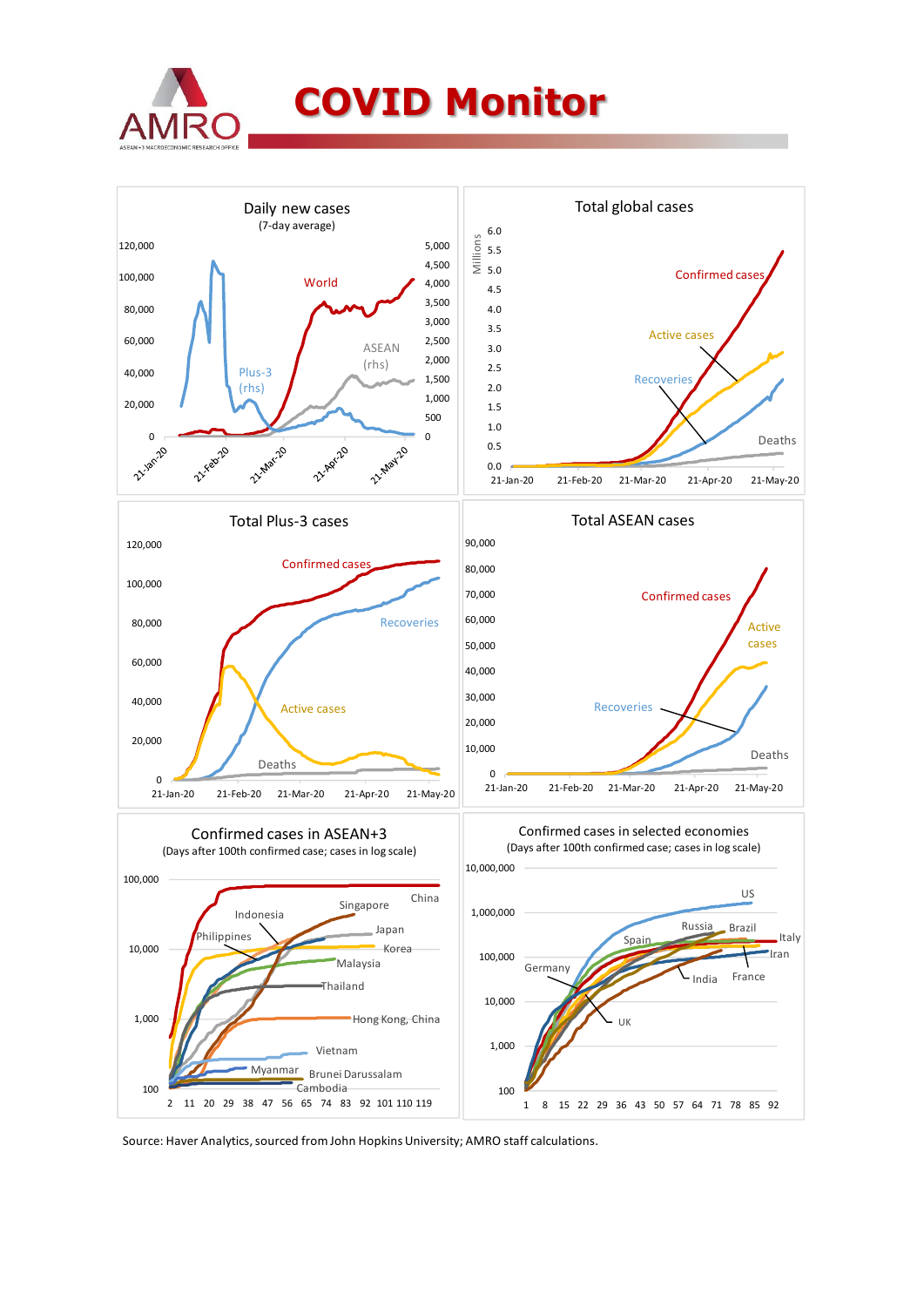# COVID Monitor

AMRO

ASEAN+3 MACROECONOMIC RESEARCH OFFICE

### Daily new cases

(7-day average)

120,000
100,000
80,000
60,000
40,000
20,000
0

5,000
4,500
4,000
3,500
3,000
2,500
2,000
1,500
1,000
500
0

World

ASEAN (rhs)

Plus-3 (rhs)

21-Jan-20
21-Feb-20
21-Mar-20
21-Apr-20
21-May-20

### Total global cases

Millions

6.0
5.5
5.0
4.5
4.0
3.5
3.0
2.5
2.0
1.5
1.0
0.5
0.0

Confirmed cases

Active cases

Recoveries

Deaths

21-Jan-20
21-Feb-20
21-Mar-20
21-Apr-20
21-May-20

### Total Plus-3 cases

120,000
100,000
80,000
60,000
40,000
20,000
0

Confirmed cases

Recoveries

Active cases

Deaths

21-Jan-20
21-Feb-20
21-Mar-20
21-Apr-20
21-May-20

### Total ASEAN cases

90,000
80,000
70,000
60,000
50,000
40,000
30,000
20,000
10,000
0

Confirmed cases

Active cases

Recoveries

Deaths

21-Jan-20
21-Feb-20
21-Mar-20
21-Apr-20
21-May-20

### Confirmed cases in ASEAN+3

(Days after 100th confirmed case; cases in log scale)

100,000
10,000
1,000
100

China
Singapore
Indonesia
Japan
Philippines
Korea
Malaysia
Thailand
Hong Kong, China
Vietnam
Myanmar
Brunei Darussalam
Cambodia

2 11 20 29 38 47 56 65 74 83 92 101 110 119

### Confirmed cases in selected economies

(Days after 100th confirmed case; cases in log scale)

10,000,000
1,000,000
100,000
10,000
1,000
100

US
Russia
Brazil
Italy
Spain
Iran
Germany
India
France
UK

1 8 15 22 29 36 43 50 57 64 71 78 85 92

Source: Haver Analytics, sourced from John Hopkins University; AMRO staff calculations.